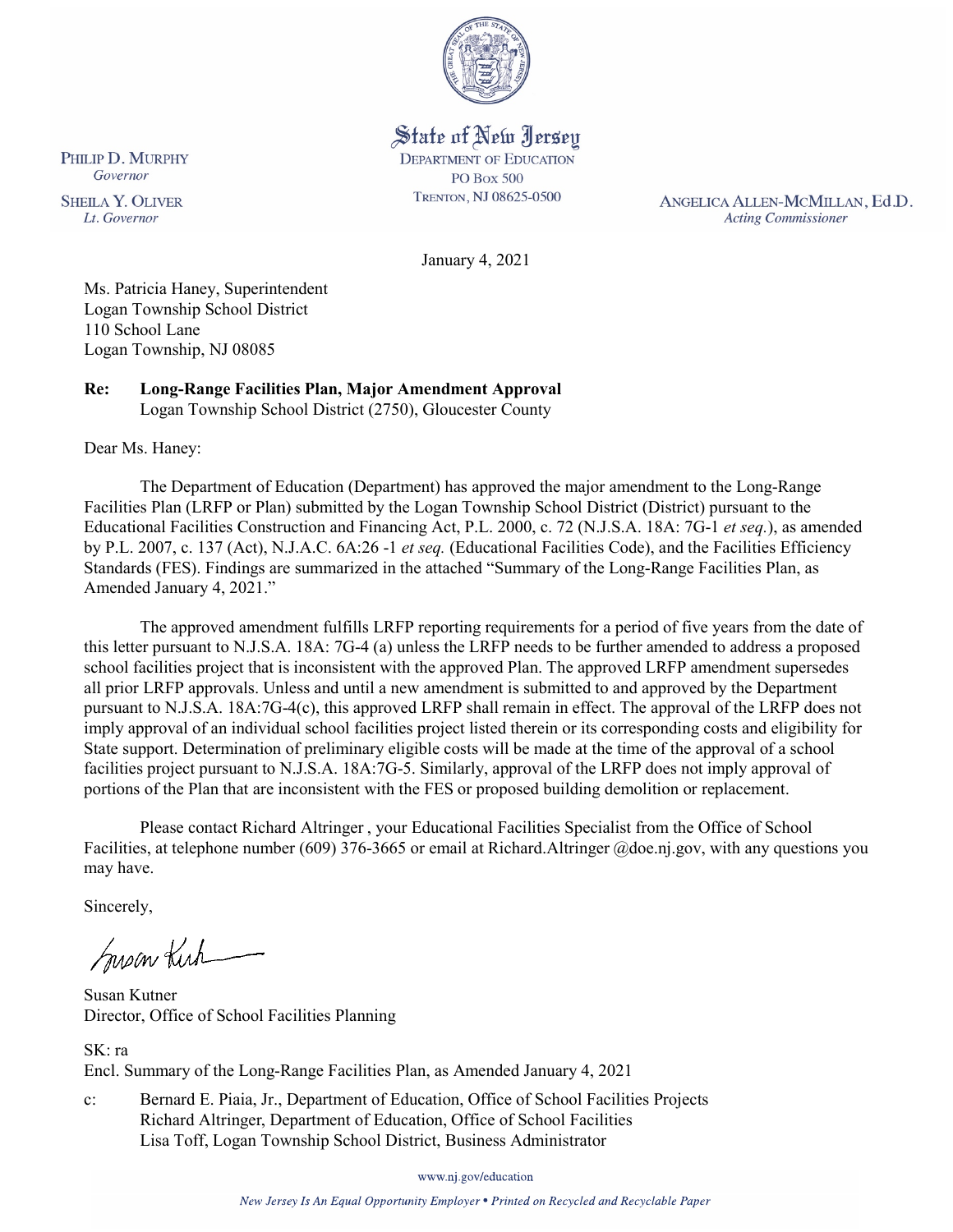State of New Jersey
DEPARTMENT OF EDUCATION
PO Box 500
TRENTON, NJ 08625-0500

PHILIP D. MURPHY
*Governor*

SHEILA Y. OLIVER
*Lt. Governor*

ANGELICA ALLEN-MCMILLAN, Ed.D.
*Acting Commissioner*

January 4, 2021

Ms. Patricia Haney, Superintendent
Logan Township School District
110 School Lane
Logan Township, NJ 08085

**Re: Long-Range Facilities Plan, Major Amendment Approval**
Logan Township School District (2750), Gloucester County

Dear Ms. Haney:

The Department of Education (Department) has approved the major amendment to the Long-Range Facilities Plan (LRFP or Plan) submitted by the Logan Township School District (District) pursuant to the Educational Facilities Construction and Financing Act, P.L. 2000, c. 72 (N.J.S.A. 18A: 7G-1 *et seq.*), as amended by P.L. 2007, c. 137 (Act), N.J.A.C. 6A:26 -1 *et seq.* (Educational Facilities Code), and the Facilities Efficiency Standards (FES). Findings are summarized in the attached "Summary of the Long-Range Facilities Plan, as Amended January 4, 2021."

The approved amendment fulfills LRFP reporting requirements for a period of five years from the date of this letter pursuant to N.J.S.A. 18A: 7G-4 (a) unless the LRFP needs to be further amended to address a proposed school facilities project that is inconsistent with the approved Plan. The approved LRFP amendment supersedes all prior LRFP approvals. Unless and until a new amendment is submitted to and approved by the Department pursuant to N.J.S.A. 18A:7G-4(c), this approved LRFP shall remain in effect. The approval of the LRFP does not imply approval of an individual school facilities project listed therein or its corresponding costs and eligibility for State support. Determination of preliminary eligible costs will be made at the time of the approval of a school facilities project pursuant to N.J.S.A. 18A:7G-5. Similarly, approval of the LRFP does not imply approval of portions of the Plan that are inconsistent with the FES or proposed building demolition or replacement.

Please contact Richard Altringer , your Educational Facilities Specialist from the Office of School Facilities, at telephone number (609) 376-3665 or email at Richard.Altringer @doe.nj.gov, with any questions you may have.

Sincerely,

Susan Kutner
Director, Office of School Facilities Planning

SK: ra
Encl. Summary of the Long-Range Facilities Plan, as Amended January 4, 2021

c: Bernard E. Piaia, Jr., Department of Education, Office of School Facilities Projects
Richard Altringer, Department of Education, Office of School Facilities
Lisa Toff, Logan Township School District, Business Administrator

www.nj.gov/education

*New Jersey Is An Equal Opportunity Employer • Printed on Recycled and Recyclable Paper*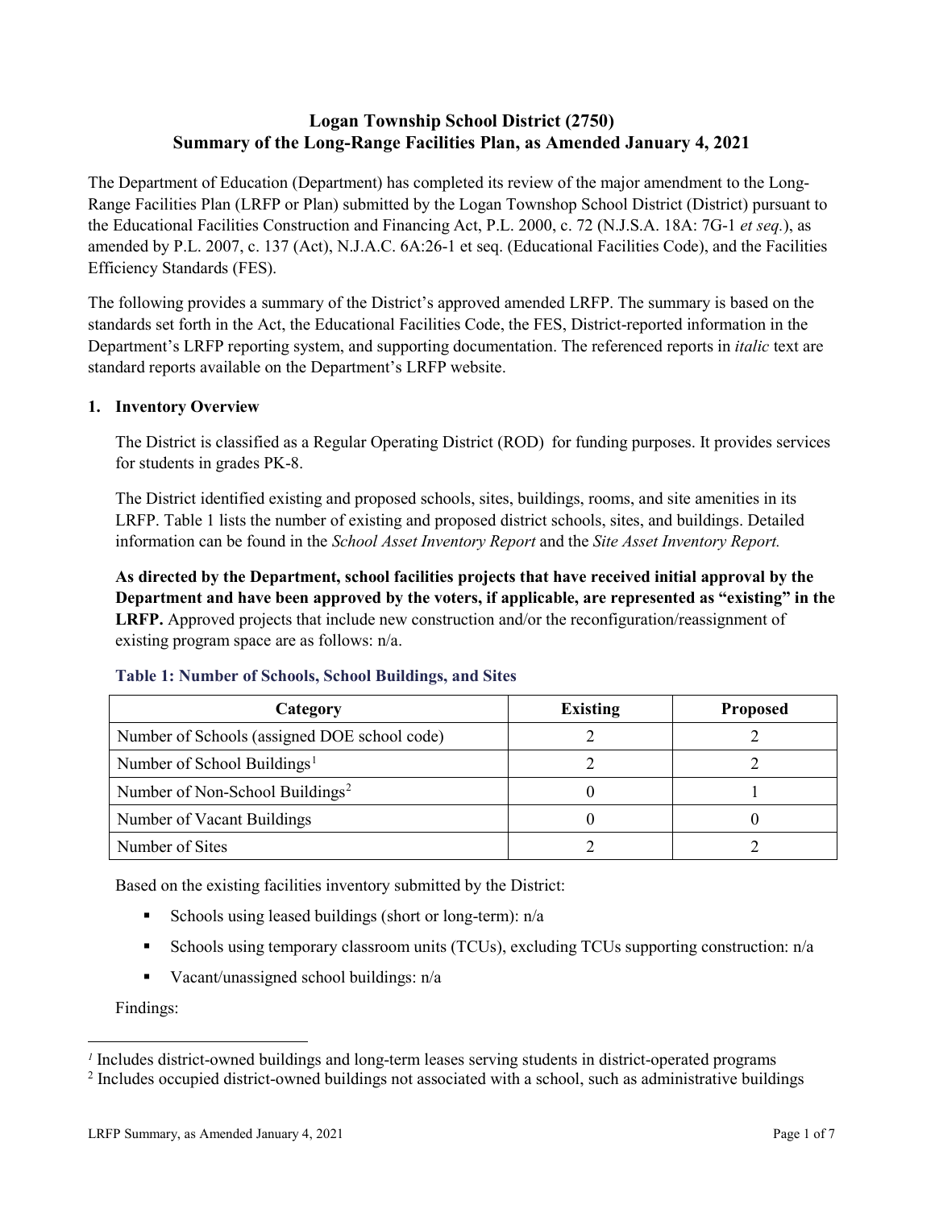# Logan Township School District (2750) Summary of the Long-Range Facilities Plan, as Amended January 4, 2021

The Department of Education (Department) has completed its review of the major amendment to the Long-Range Facilities Plan (LRFP or Plan) submitted by the Logan Townshop School District (District) pursuant to the Educational Facilities Construction and Financing Act, P.L. 2000, c. 72 (N.J.S.A. 18A: 7G-1 *et seq.*), as amended by P.L. 2007, c. 137 (Act), N.J.A.C. 6A:26-1 et seq. (Educational Facilities Code), and the Facilities Efficiency Standards (FES).

The following provides a summary of the District's approved amended LRFP. The summary is based on the standards set forth in the Act, the Educational Facilities Code, the FES, District-reported information in the Department's LRFP reporting system, and supporting documentation. The referenced reports in *italic* text are standard reports available on the Department's LRFP website.

## 1. Inventory Overview

The District is classified as a Regular Operating District (ROD) for funding purposes. It provides services for students in grades PK-8.

The District identified existing and proposed schools, sites, buildings, rooms, and site amenities in its LRFP. Table 1 lists the number of existing and proposed district schools, sites, and buildings. Detailed information can be found in the *School Asset Inventory Report* and the *Site Asset Inventory Report.*

**As directed by the Department, school facilities projects that have received initial approval by the Department and have been approved by the voters, if applicable, are represented as "existing" in the LRFP.** Approved projects that include new construction and/or the reconfiguration/reassignment of existing program space are as follows: n/a.

### Table 1: Number of Schools, School Buildings, and Sites

| Category | Existing | Proposed |
|---|---|---|
| Number of Schools (assigned DOE school code) | 2 | 2 |
| Number of School Buildings[1] | 2 | 2 |
| Number of Non-School Buildings[2] | 0 | 1 |
| Number of Vacant Buildings | 0 | 0 |
| Number of Sites | 2 | 2 |

Based on the existing facilities inventory submitted by the District:

- Schools using leased buildings (short or long-term): n/a
- Schools using temporary classroom units (TCUs), excluding TCUs supporting construction: n/a
- Vacant/unassigned school buildings: n/a

Findings:

[1] Includes district-owned buildings and long-term leases serving students in district-operated programs

[2] Includes occupied district-owned buildings not associated with a school, such as administrative buildings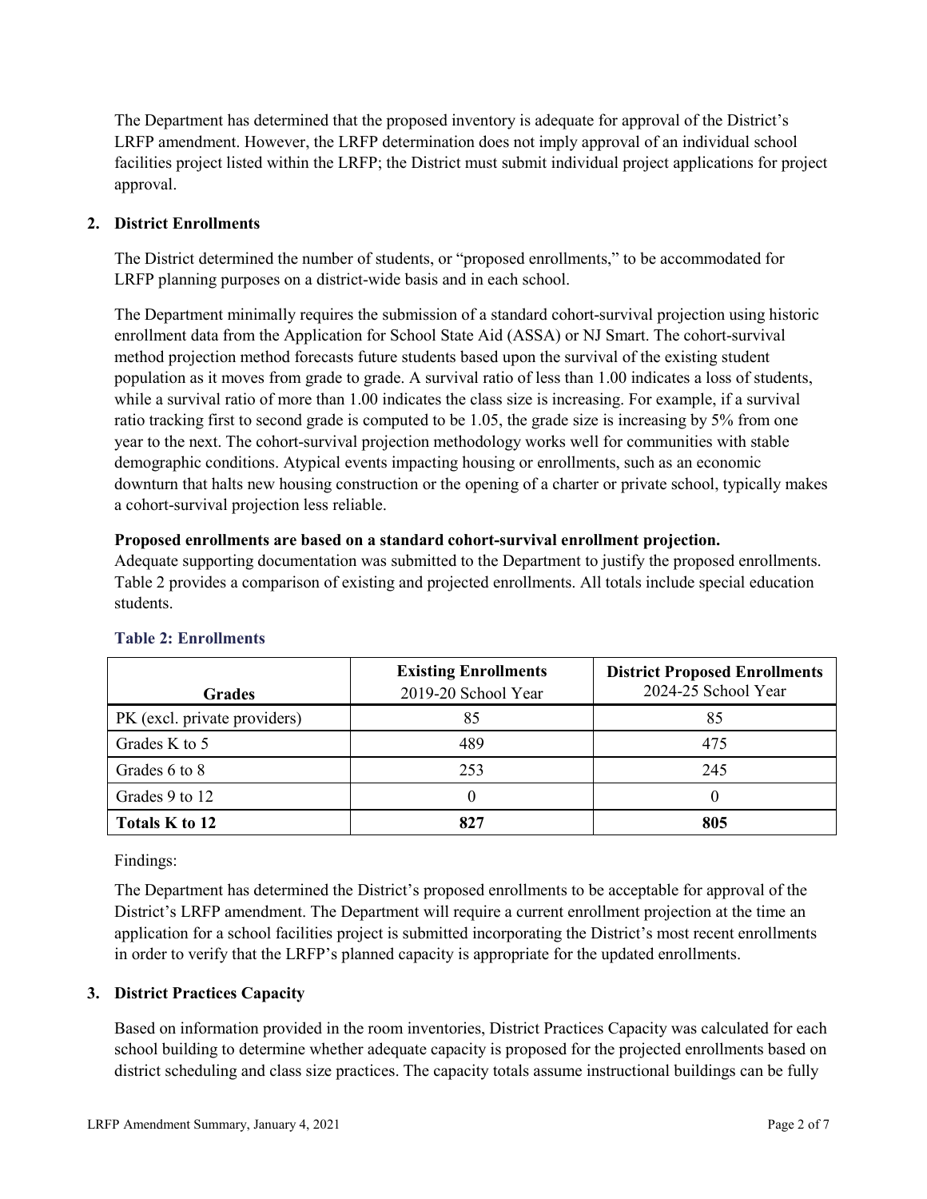The Department has determined that the proposed inventory is adequate for approval of the District's LRFP amendment. However, the LRFP determination does not imply approval of an individual school facilities project listed within the LRFP; the District must submit individual project applications for project approval.

## 2. District Enrollments

The District determined the number of students, or "proposed enrollments," to be accommodated for LRFP planning purposes on a district-wide basis and in each school.

The Department minimally requires the submission of a standard cohort-survival projection using historic enrollment data from the Application for School State Aid (ASSA) or NJ Smart. The cohort-survival method projection method forecasts future students based upon the survival of the existing student population as it moves from grade to grade. A survival ratio of less than 1.00 indicates a loss of students, while a survival ratio of more than 1.00 indicates the class size is increasing. For example, if a survival ratio tracking first to second grade is computed to be 1.05, the grade size is increasing by 5% from one year to the next. The cohort-survival projection methodology works well for communities with stable demographic conditions. Atypical events impacting housing or enrollments, such as an economic downturn that halts new housing construction or the opening of a charter or private school, typically makes a cohort-survival projection less reliable.

**Proposed enrollments are based on a standard cohort-survival enrollment projection.**

Adequate supporting documentation was submitted to the Department to justify the proposed enrollments. Table 2 provides a comparison of existing and projected enrollments. All totals include special education students.

### Table 2: Enrollments

| Grades | **Existing Enrollments** 2019-20 School Year | **District Proposed Enrollments** 2024-25 School Year |
|---|---|---|
| PK (excl. private providers) | 85 | 85 |
| Grades K to 5 | 489 | 475 |
| Grades 6 to 8 | 253 | 245 |
| Grades 9 to 12 | 0 | 0 |
| **Totals K to 12** | **827** | **805** |

Findings:

The Department has determined the District's proposed enrollments to be acceptable for approval of the District's LRFP amendment. The Department will require a current enrollment projection at the time an application for a school facilities project is submitted incorporating the District's most recent enrollments in order to verify that the LRFP's planned capacity is appropriate for the updated enrollments.

## 3. District Practices Capacity

Based on information provided in the room inventories, District Practices Capacity was calculated for each school building to determine whether adequate capacity is proposed for the projected enrollments based on district scheduling and class size practices. The capacity totals assume instructional buildings can be fully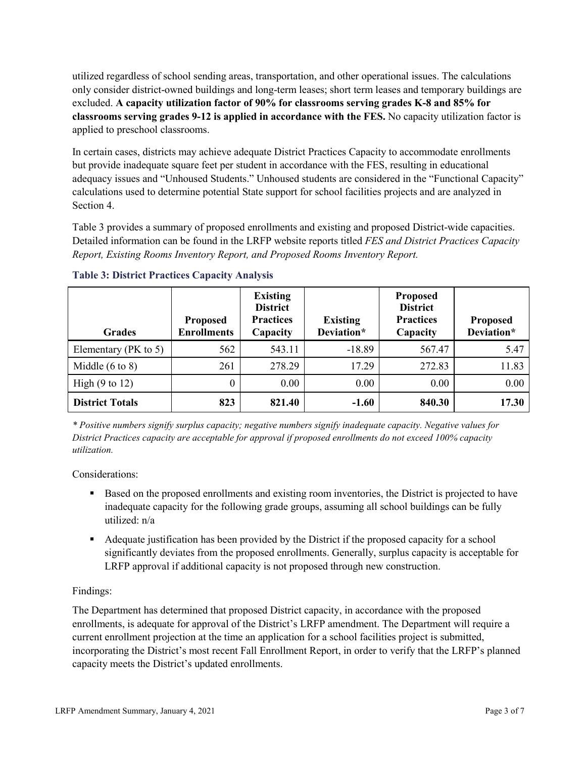utilized regardless of school sending areas, transportation, and other operational issues. The calculations only consider district-owned buildings and long-term leases; short term leases and temporary buildings are excluded. **A capacity utilization factor of 90% for classrooms serving grades K-8 and 85% for classrooms serving grades 9-12 is applied in accordance with the FES.** No capacity utilization factor is applied to preschool classrooms.

In certain cases, districts may achieve adequate District Practices Capacity to accommodate enrollments but provide inadequate square feet per student in accordance with the FES, resulting in educational adequacy issues and "Unhoused Students." Unhoused students are considered in the "Functional Capacity" calculations used to determine potential State support for school facilities projects and are analyzed in Section 4.

Table 3 provides a summary of proposed enrollments and existing and proposed District-wide capacities. Detailed information can be found in the LRFP website reports titled *FES and District Practices Capacity Report, Existing Rooms Inventory Report, and Proposed Rooms Inventory Report.*

### Table 3: District Practices Capacity Analysis

| Grades | Proposed Enrollments | Existing District Practices Capacity | Existing Deviation* | Proposed District Practices Capacity | Proposed Deviation* |
|---|---|---|---|---|---|
| Elementary (PK to 5) | 562 | 543.11 | -18.89 | 567.47 | 5.47 |
| Middle (6 to 8) | 261 | 278.29 | 17.29 | 272.83 | 11.83 |
| High (9 to 12) | 0 | 0.00 | 0.00 | 0.00 | 0.00 |
| **District Totals** | **823** | **821.40** | **-1.60** | **840.30** | **17.30** |

*\* Positive numbers signify surplus capacity; negative numbers signify inadequate capacity. Negative values for District Practices capacity are acceptable for approval if proposed enrollments do not exceed 100% capacity utilization.*

Considerations:

- Based on the proposed enrollments and existing room inventories, the District is projected to have inadequate capacity for the following grade groups, assuming all school buildings can be fully utilized: n/a
- Adequate justification has been provided by the District if the proposed capacity for a school significantly deviates from the proposed enrollments. Generally, surplus capacity is acceptable for LRFP approval if additional capacity is not proposed through new construction.

Findings:

The Department has determined that proposed District capacity, in accordance with the proposed enrollments, is adequate for approval of the District's LRFP amendment. The Department will require a current enrollment projection at the time an application for a school facilities project is submitted, incorporating the District's most recent Fall Enrollment Report, in order to verify that the LRFP's planned capacity meets the District's updated enrollments.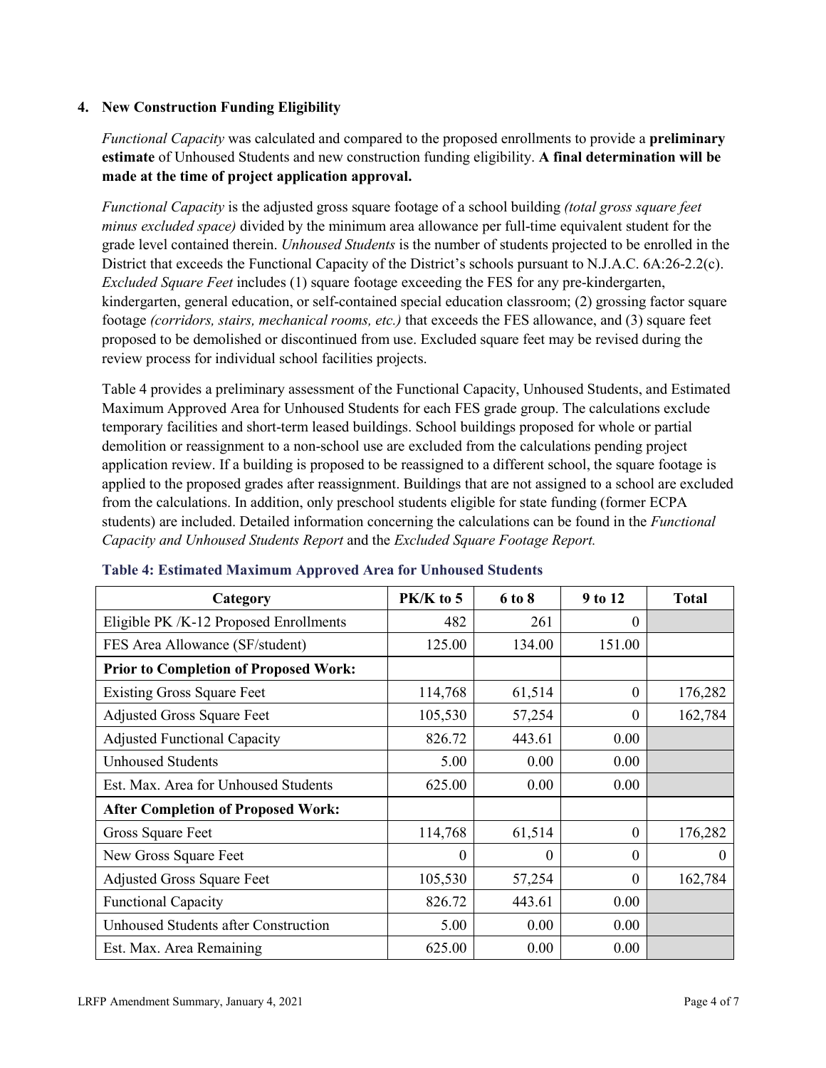## 4. New Construction Funding Eligibility

*Functional Capacity* was calculated and compared to the proposed enrollments to provide a **preliminary estimate** of Unhoused Students and new construction funding eligibility. **A final determination will be made at the time of project application approval.**

*Functional Capacity* is the adjusted gross square footage of a school building *(total gross square feet minus excluded space)* divided by the minimum area allowance per full-time equivalent student for the grade level contained therein. *Unhoused Students* is the number of students projected to be enrolled in the District that exceeds the Functional Capacity of the District's schools pursuant to N.J.A.C. 6A:26-2.2(c). *Excluded Square Feet* includes (1) square footage exceeding the FES for any pre-kindergarten, kindergarten, general education, or self-contained special education classroom; (2) grossing factor square footage *(corridors, stairs, mechanical rooms, etc.)* that exceeds the FES allowance, and (3) square feet proposed to be demolished or discontinued from use. Excluded square feet may be revised during the review process for individual school facilities projects.

Table 4 provides a preliminary assessment of the Functional Capacity, Unhoused Students, and Estimated Maximum Approved Area for Unhoused Students for each FES grade group. The calculations exclude temporary facilities and short-term leased buildings. School buildings proposed for whole or partial demolition or reassignment to a non-school use are excluded from the calculations pending project application review. If a building is proposed to be reassigned to a different school, the square footage is applied to the proposed grades after reassignment. Buildings that are not assigned to a school are excluded from the calculations. In addition, only preschool students eligible for state funding (former ECPA students) are included. Detailed information concerning the calculations can be found in the *Functional Capacity and Unhoused Students Report* and the *Excluded Square Footage Report.*

**Table 4: Estimated Maximum Approved Area for Unhoused Students**

| Category | PK/K to 5 | 6 to 8 | 9 to 12 | Total |
|---|---|---|---|---|
| Eligible PK /K-12 Proposed Enrollments | 482 | 261 | 0 | |
| FES Area Allowance (SF/student) | 125.00 | 134.00 | 151.00 | |
| **Prior to Completion of Proposed Work:** | | | | |
| Existing Gross Square Feet | 114,768 | 61,514 | 0 | 176,282 |
| Adjusted Gross Square Feet | 105,530 | 57,254 | 0 | 162,784 |
| Adjusted Functional Capacity | 826.72 | 443.61 | 0.00 | |
| Unhoused Students | 5.00 | 0.00 | 0.00 | |
| Est. Max. Area for Unhoused Students | 625.00 | 0.00 | 0.00 | |
| **After Completion of Proposed Work:** | | | | |
| Gross Square Feet | 114,768 | 61,514 | 0 | 176,282 |
| New Gross Square Feet | 0 | 0 | 0 | 0 |
| Adjusted Gross Square Feet | 105,530 | 57,254 | 0 | 162,784 |
| Functional Capacity | 826.72 | 443.61 | 0.00 | |
| Unhoused Students after Construction | 5.00 | 0.00 | 0.00 | |
| Est. Max. Area Remaining | 625.00 | 0.00 | 0.00 | |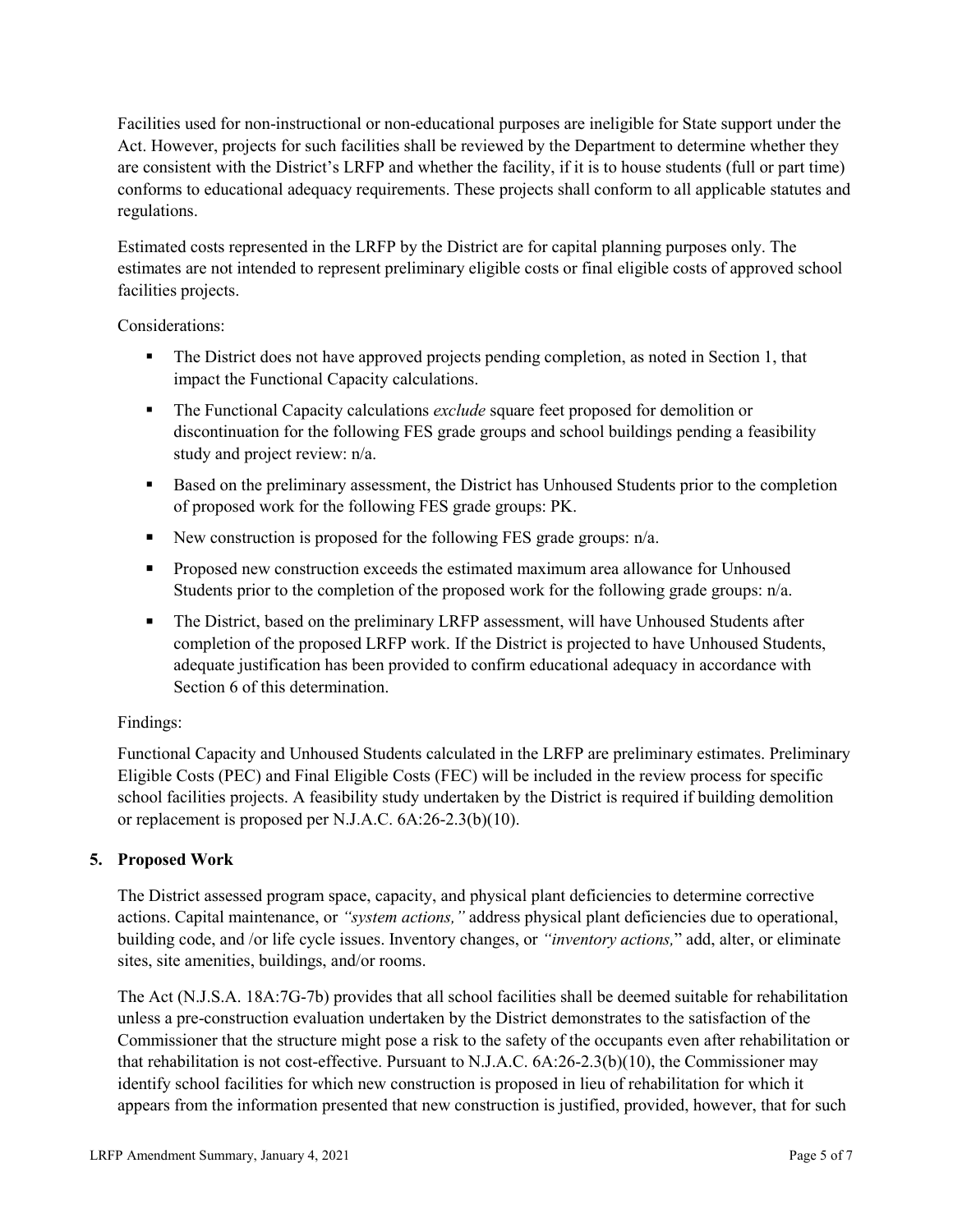Facilities used for non-instructional or non-educational purposes are ineligible for State support under the Act. However, projects for such facilities shall be reviewed by the Department to determine whether they are consistent with the District's LRFP and whether the facility, if it is to house students (full or part time) conforms to educational adequacy requirements. These projects shall conform to all applicable statutes and regulations.

Estimated costs represented in the LRFP by the District are for capital planning purposes only. The estimates are not intended to represent preliminary eligible costs or final eligible costs of approved school facilities projects.

Considerations:

- The District does not have approved projects pending completion, as noted in Section 1, that impact the Functional Capacity calculations.
- The Functional Capacity calculations *exclude* square feet proposed for demolition or discontinuation for the following FES grade groups and school buildings pending a feasibility study and project review: n/a.
- Based on the preliminary assessment, the District has Unhoused Students prior to the completion of proposed work for the following FES grade groups: PK.
- New construction is proposed for the following FES grade groups: n/a.
- Proposed new construction exceeds the estimated maximum area allowance for Unhoused Students prior to the completion of the proposed work for the following grade groups: n/a.
- The District, based on the preliminary LRFP assessment, will have Unhoused Students after completion of the proposed LRFP work. If the District is projected to have Unhoused Students, adequate justification has been provided to confirm educational adequacy in accordance with Section 6 of this determination.

Findings:

Functional Capacity and Unhoused Students calculated in the LRFP are preliminary estimates. Preliminary Eligible Costs (PEC) and Final Eligible Costs (FEC) will be included in the review process for specific school facilities projects. A feasibility study undertaken by the District is required if building demolition or replacement is proposed per N.J.A.C. 6A:26-2.3(b)(10).

## 5. Proposed Work

The District assessed program space, capacity, and physical plant deficiencies to determine corrective actions. Capital maintenance, or *"system actions,"* address physical plant deficiencies due to operational, building code, and /or life cycle issues. Inventory changes, or *"inventory actions,"* add, alter, or eliminate sites, site amenities, buildings, and/or rooms.

The Act (N.J.S.A. 18A:7G-7b) provides that all school facilities shall be deemed suitable for rehabilitation unless a pre-construction evaluation undertaken by the District demonstrates to the satisfaction of the Commissioner that the structure might pose a risk to the safety of the occupants even after rehabilitation or that rehabilitation is not cost-effective. Pursuant to N.J.A.C. 6A:26-2.3(b)(10), the Commissioner may identify school facilities for which new construction is proposed in lieu of rehabilitation for which it appears from the information presented that new construction is justified, provided, however, that for such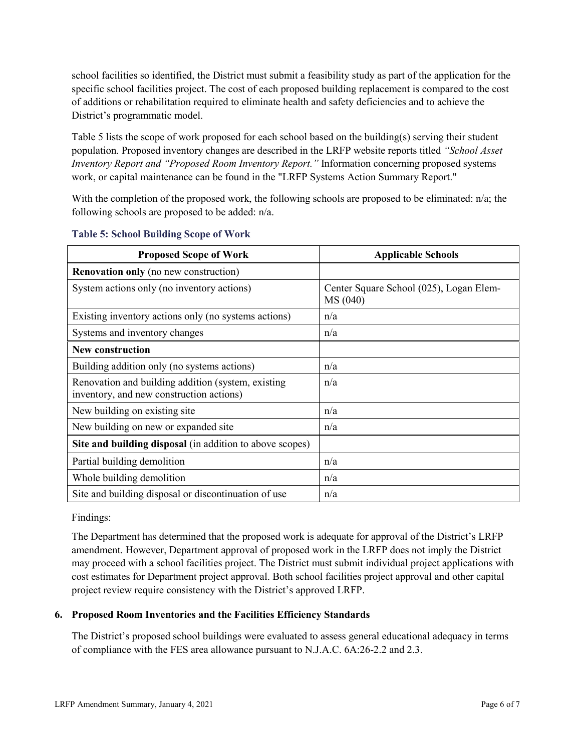school facilities so identified, the District must submit a feasibility study as part of the application for the specific school facilities project. The cost of each proposed building replacement is compared to the cost of additions or rehabilitation required to eliminate health and safety deficiencies and to achieve the District's programmatic model.

Table 5 lists the scope of work proposed for each school based on the building(s) serving their student population. Proposed inventory changes are described in the LRFP website reports titled *"School Asset Inventory Report and "Proposed Room Inventory Report."* Information concerning proposed systems work, or capital maintenance can be found in the "LRFP Systems Action Summary Report."

With the completion of the proposed work, the following schools are proposed to be eliminated: n/a; the following schools are proposed to be added: n/a.

**Table 5: School Building Scope of Work**

| Proposed Scope of Work | Applicable Schools |
|---|---|
| **Renovation only** (no new construction) | |
| System actions only (no inventory actions) | Center Square School (025), Logan Elem-MS (040) |
| Existing inventory actions only (no systems actions) | n/a |
| Systems and inventory changes | n/a |
| **New construction** | |
| Building addition only (no systems actions) | n/a |
| Renovation and building addition (system, existing inventory, and new construction actions) | n/a |
| New building on existing site | n/a |
| New building on new or expanded site | n/a |
| **Site and building disposal** (in addition to above scopes) | |
| Partial building demolition | n/a |
| Whole building demolition | n/a |
| Site and building disposal or discontinuation of use | n/a |

Findings:

The Department has determined that the proposed work is adequate for approval of the District's LRFP amendment. However, Department approval of proposed work in the LRFP does not imply the District may proceed with a school facilities project. The District must submit individual project applications with cost estimates for Department project approval. Both school facilities project approval and other capital project review require consistency with the District's approved LRFP.

### 6. Proposed Room Inventories and the Facilities Efficiency Standards

The District's proposed school buildings were evaluated to assess general educational adequacy in terms of compliance with the FES area allowance pursuant to N.J.A.C. 6A:26-2.2 and 2.3.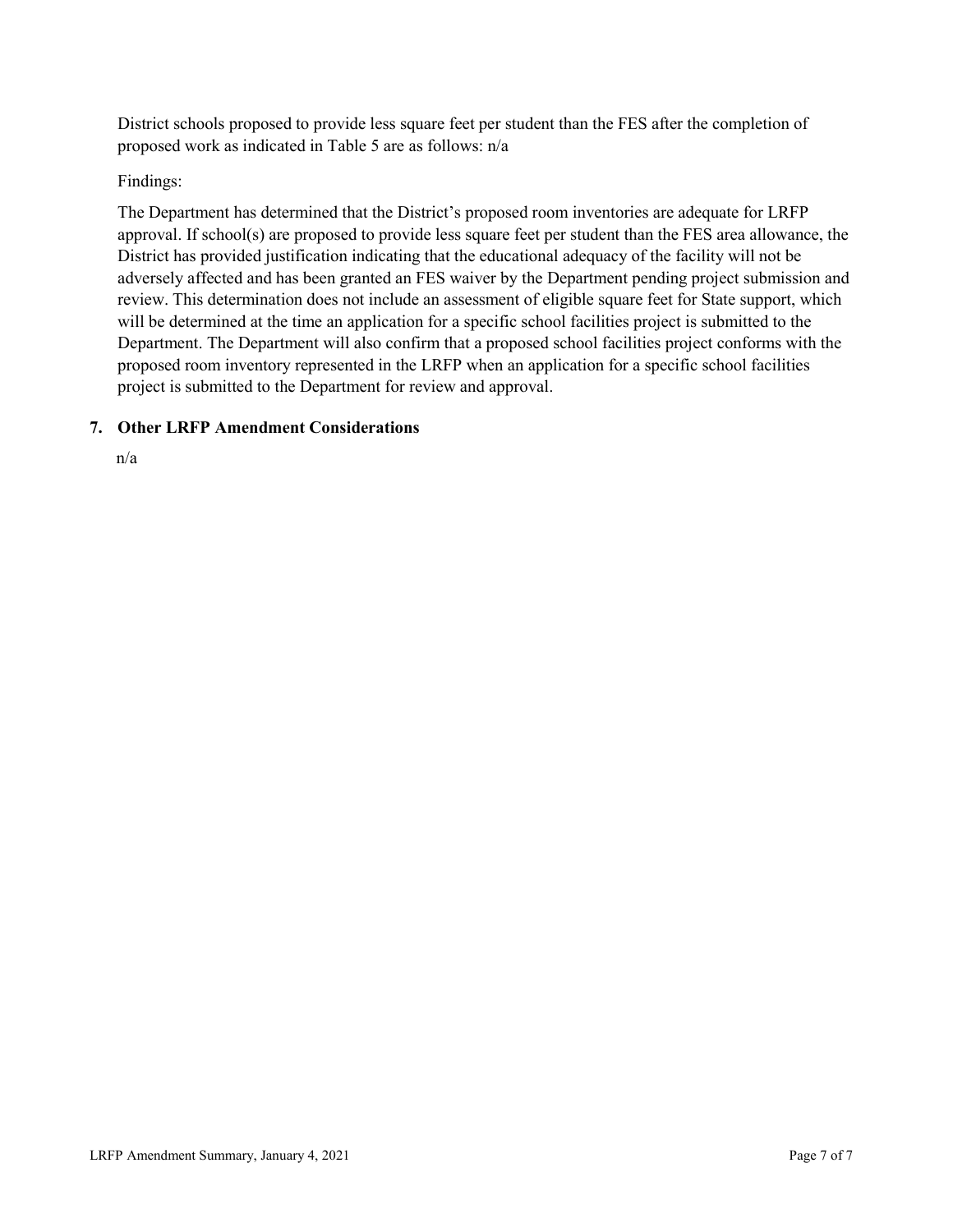District schools proposed to provide less square feet per student than the FES after the completion of proposed work as indicated in Table 5 are as follows: n/a

Findings:

The Department has determined that the District's proposed room inventories are adequate for LRFP approval. If school(s) are proposed to provide less square feet per student than the FES area allowance, the District has provided justification indicating that the educational adequacy of the facility will not be adversely affected and has been granted an FES waiver by the Department pending project submission and review. This determination does not include an assessment of eligible square feet for State support, which will be determined at the time an application for a specific school facilities project is submitted to the Department. The Department will also confirm that a proposed school facilities project conforms with the proposed room inventory represented in the LRFP when an application for a specific school facilities project is submitted to the Department for review and approval.

## 7. Other LRFP Amendment Considerations

n/a